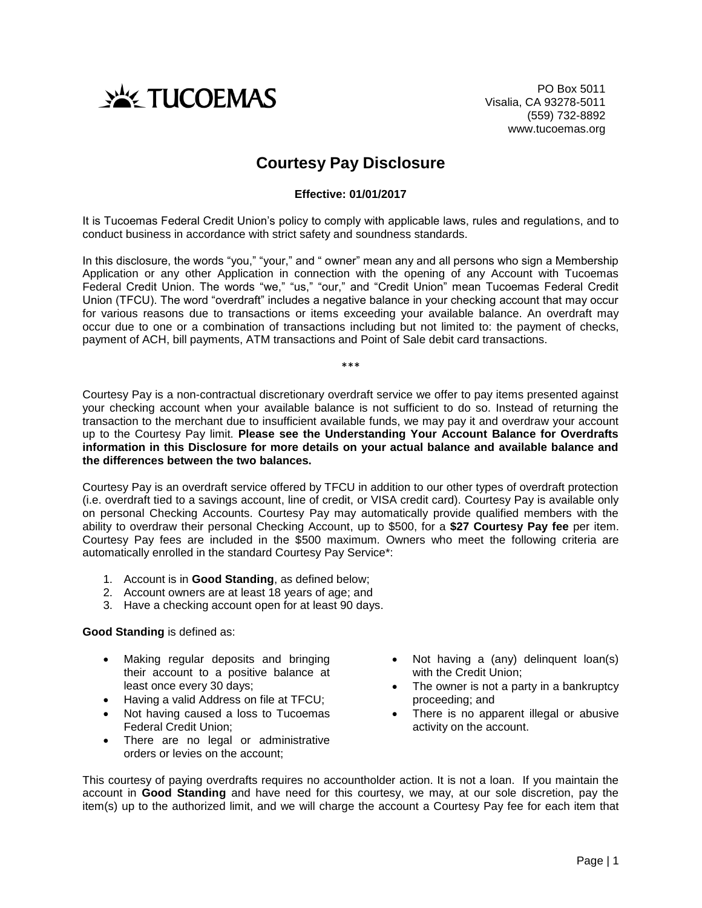TUCOEMAS

PO Box 5011
Visalia, CA 93278-5011
(559) 732-8892
www.tucoemas.org

# Courtesy Pay Disclosure

**Effective: 01/01/2017**

It is Tucoemas Federal Credit Union's policy to comply with applicable laws, rules and regulations, and to conduct business in accordance with strict safety and soundness standards.

In this disclosure, the words "you," "your," and " owner" mean any and all persons who sign a Membership Application or any other Application in connection with the opening of any Account with Tucoemas Federal Credit Union. The words "we," "us," "our," and "Credit Union" mean Tucoemas Federal Credit Union (TFCU). The word "overdraft" includes a negative balance in your checking account that may occur for various reasons due to transactions or items exceeding your available balance. An overdraft may occur due to one or a combination of transactions including but not limited to: the payment of checks, payment of ACH, bill payments, ATM transactions and Point of Sale debit card transactions.

\*\*\*

Courtesy Pay is a non-contractual discretionary overdraft service we offer to pay items presented against your checking account when your available balance is not sufficient to do so. Instead of returning the transaction to the merchant due to insufficient available funds, we may pay it and overdraw your account up to the Courtesy Pay limit. **Please see the Understanding Your Account Balance for Overdrafts information in this Disclosure for more details on your actual balance and available balance and the differences between the two balances.**

Courtesy Pay is an overdraft service offered by TFCU in addition to our other types of overdraft protection (i.e. overdraft tied to a savings account, line of credit, or VISA credit card). Courtesy Pay is available only on personal Checking Accounts. Courtesy Pay may automatically provide qualified members with the ability to overdraw their personal Checking Account, up to $500, for a **$27 Courtesy Pay fee** per item. Courtesy Pay fees are included in the $500 maximum. Owners who meet the following criteria are automatically enrolled in the standard Courtesy Pay Service*:

1. Account is in **Good Standing**, as defined below;
2. Account owners are at least 18 years of age; and
3. Have a checking account open for at least 90 days.

**Good Standing** is defined as:

- Making regular deposits and bringing their account to a positive balance at least once every 30 days;
- Having a valid Address on file at TFCU;
- Not having caused a loss to Tucoemas Federal Credit Union;
- There are no legal or administrative orders or levies on the account;
- Not having a (any) delinquent loan(s) with the Credit Union;
- The owner is not a party in a bankruptcy proceeding; and
- There is no apparent illegal or abusive activity on the account.

This courtesy of paying overdrafts requires no accountholder action. It is not a loan. If you maintain the account in **Good Standing** and have need for this courtesy, we may, at our sole discretion, pay the item(s) up to the authorized limit, and we will charge the account a Courtesy Pay fee for each item that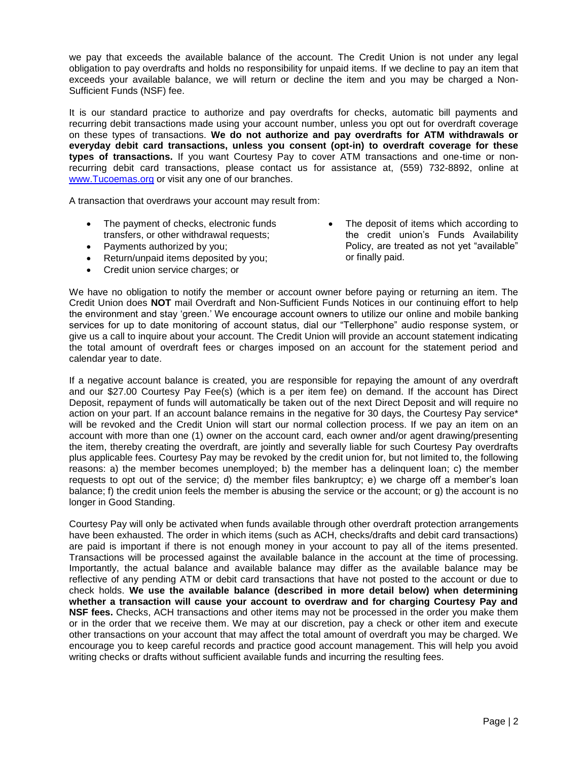we pay that exceeds the available balance of the account. The Credit Union is not under any legal obligation to pay overdrafts and holds no responsibility for unpaid items. If we decline to pay an item that exceeds your available balance, we will return or decline the item and you may be charged a Non-Sufficient Funds (NSF) fee.

It is our standard practice to authorize and pay overdrafts for checks, automatic bill payments and recurring debit transactions made using your account number, unless you opt out for overdraft coverage on these types of transactions. **We do not authorize and pay overdrafts for ATM withdrawals or everyday debit card transactions, unless you consent (opt-in) to overdraft coverage for these types of transactions.** If you want Courtesy Pay to cover ATM transactions and one-time or non-recurring debit card transactions, please contact us for assistance at, (559) 732-8892, online at [www.Tucoemas.org](www.Tucoemas.org) or visit any one of our branches.

A transaction that overdraws your account may result from:

- The payment of checks, electronic funds transfers, or other withdrawal requests;
- Payments authorized by you;
- Return/unpaid items deposited by you;
- Credit union service charges; or
- The deposit of items which according to the credit union's Funds Availability Policy, are treated as not yet "available" or finally paid.

We have no obligation to notify the member or account owner before paying or returning an item. The Credit Union does **NOT** mail Overdraft and Non-Sufficient Funds Notices in our continuing effort to help the environment and stay 'green.' We encourage account owners to utilize our online and mobile banking services for up to date monitoring of account status, dial our "Tellerphone" audio response system, or give us a call to inquire about your account. The Credit Union will provide an account statement indicating the total amount of overdraft fees or charges imposed on an account for the statement period and calendar year to date.

If a negative account balance is created, you are responsible for repaying the amount of any overdraft and our $27.00 Courtesy Pay Fee(s) (which is a per item fee) on demand. If the account has Direct Deposit, repayment of funds will automatically be taken out of the next Direct Deposit and will require no action on your part. If an account balance remains in the negative for 30 days, the Courtesy Pay service* will be revoked and the Credit Union will start our normal collection process. If we pay an item on an account with more than one (1) owner on the account card, each owner and/or agent drawing/presenting the item, thereby creating the overdraft, are jointly and severally liable for such Courtesy Pay overdrafts plus applicable fees. Courtesy Pay may be revoked by the credit union for, but not limited to, the following reasons: a) the member becomes unemployed; b) the member has a delinquent loan; c) the member requests to opt out of the service; d) the member files bankruptcy; e) we charge off a member's loan balance; f) the credit union feels the member is abusing the service or the account; or g) the account is no longer in Good Standing.

Courtesy Pay will only be activated when funds available through other overdraft protection arrangements have been exhausted. The order in which items (such as ACH, checks/drafts and debit card transactions) are paid is important if there is not enough money in your account to pay all of the items presented. Transactions will be processed against the available balance in the account at the time of processing. Importantly, the actual balance and available balance may differ as the available balance may be reflective of any pending ATM or debit card transactions that have not posted to the account or due to check holds. **We use the available balance (described in more detail below) when determining whether a transaction will cause your account to overdraw and for charging Courtesy Pay and NSF fees.** Checks, ACH transactions and other items may not be processed in the order you make them or in the order that we receive them. We may at our discretion, pay a check or other item and execute other transactions on your account that may affect the total amount of overdraft you may be charged. We encourage you to keep careful records and practice good account management. This will help you avoid writing checks or drafts without sufficient available funds and incurring the resulting fees.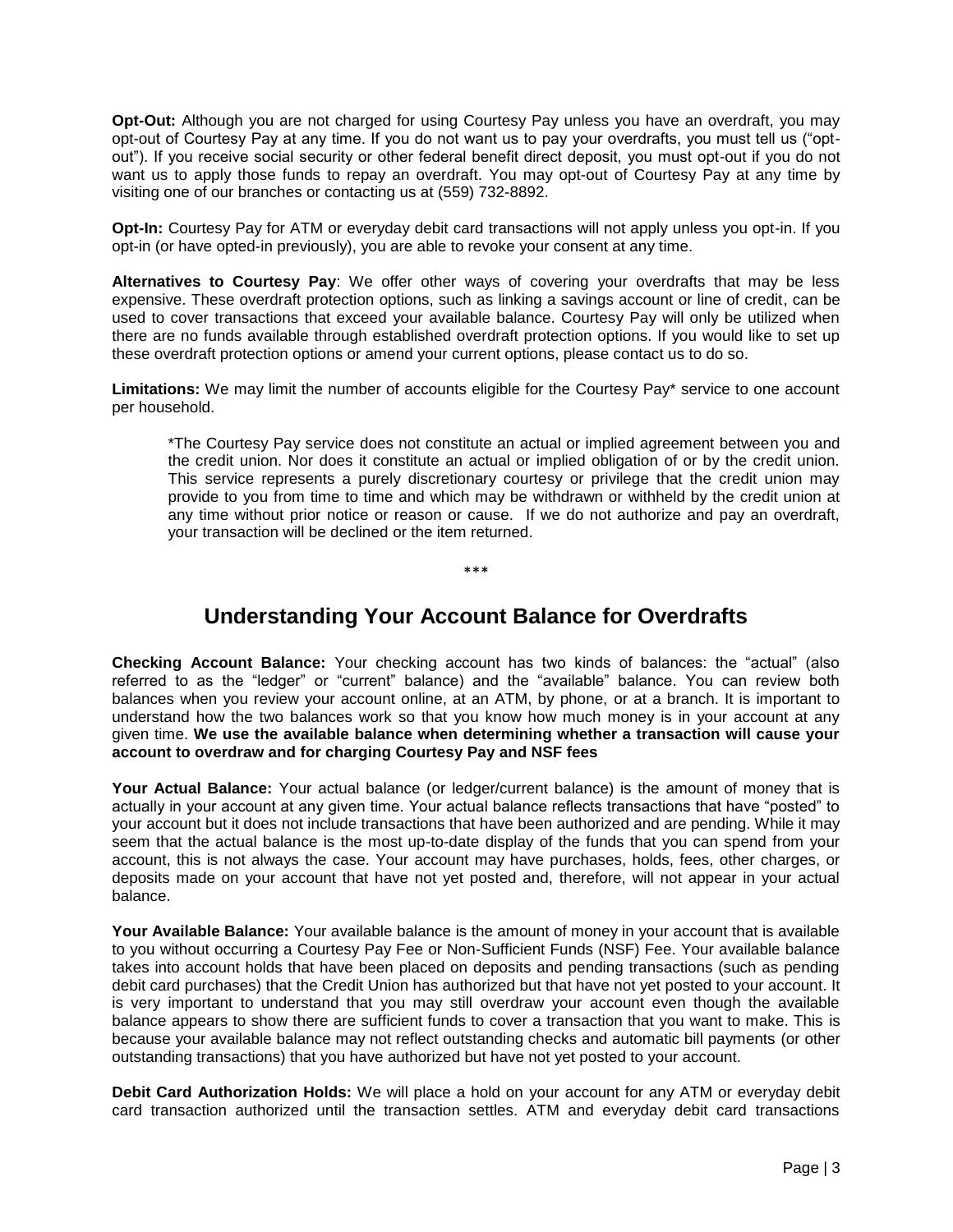**Opt-Out:** Although you are not charged for using Courtesy Pay unless you have an overdraft, you may opt-out of Courtesy Pay at any time. If you do not want us to pay your overdrafts, you must tell us ("opt-out"). If you receive social security or other federal benefit direct deposit, you must opt-out if you do not want us to apply those funds to repay an overdraft. You may opt-out of Courtesy Pay at any time by visiting one of our branches or contacting us at (559) 732-8892.

**Opt-In:** Courtesy Pay for ATM or everyday debit card transactions will not apply unless you opt-in. If you opt-in (or have opted-in previously), you are able to revoke your consent at any time.

**Alternatives to Courtesy Pay**: We offer other ways of covering your overdrafts that may be less expensive. These overdraft protection options, such as linking a savings account or line of credit, can be used to cover transactions that exceed your available balance. Courtesy Pay will only be utilized when there are no funds available through established overdraft protection options. If you would like to set up these overdraft protection options or amend your current options, please contact us to do so.

**Limitations:** We may limit the number of accounts eligible for the Courtesy Pay* service to one account per household.

> *The Courtesy Pay service does not constitute an actual or implied agreement between you and the credit union. Nor does it constitute an actual or implied obligation of or by the credit union. This service represents a purely discretionary courtesy or privilege that the credit union may provide to you from time to time and which may be withdrawn or withheld by the credit union at any time without prior notice or reason or cause. If we do not authorize and pay an overdraft, your transaction will be declined or the item returned.

***

## Understanding Your Account Balance for Overdrafts

**Checking Account Balance:** Your checking account has two kinds of balances: the "actual" (also referred to as the "ledger" or "current" balance) and the "available" balance. You can review both balances when you review your account online, at an ATM, by phone, or at a branch. It is important to understand how the two balances work so that you know how much money is in your account at any given time. **We use the available balance when determining whether a transaction will cause your account to overdraw and for charging Courtesy Pay and NSF fees**

**Your Actual Balance:** Your actual balance (or ledger/current balance) is the amount of money that is actually in your account at any given time. Your actual balance reflects transactions that have "posted" to your account but it does not include transactions that have been authorized and are pending. While it may seem that the actual balance is the most up-to-date display of the funds that you can spend from your account, this is not always the case. Your account may have purchases, holds, fees, other charges, or deposits made on your account that have not yet posted and, therefore, will not appear in your actual balance.

**Your Available Balance:** Your available balance is the amount of money in your account that is available to you without occurring a Courtesy Pay Fee or Non-Sufficient Funds (NSF) Fee. Your available balance takes into account holds that have been placed on deposits and pending transactions (such as pending debit card purchases) that the Credit Union has authorized but that have not yet posted to your account. It is very important to understand that you may still overdraw your account even though the available balance appears to show there are sufficient funds to cover a transaction that you want to make. This is because your available balance may not reflect outstanding checks and automatic bill payments (or other outstanding transactions) that you have authorized but have not yet posted to your account.

**Debit Card Authorization Holds:** We will place a hold on your account for any ATM or everyday debit card transaction authorized until the transaction settles. ATM and everyday debit card transactions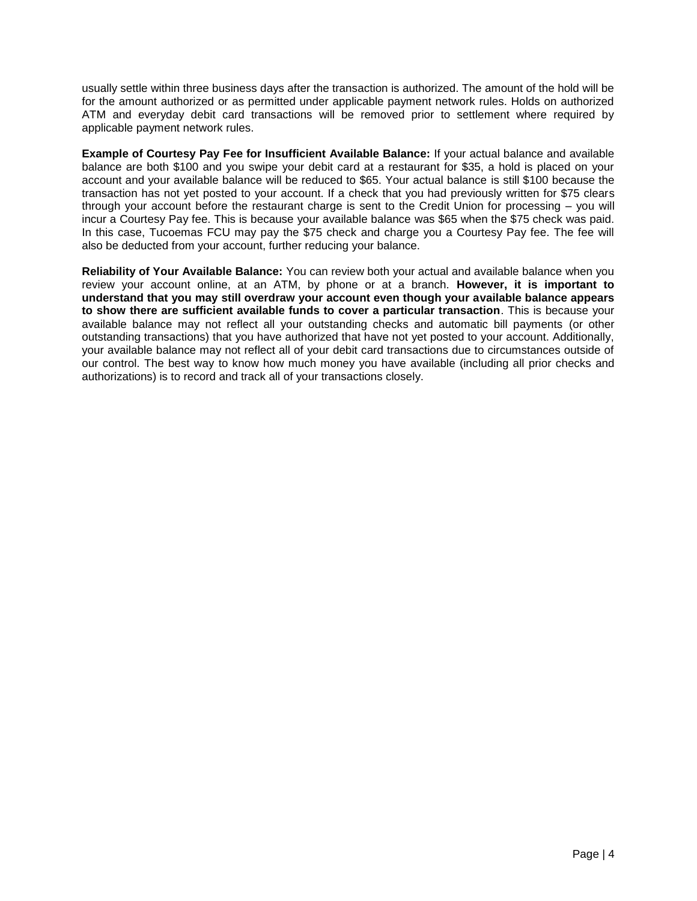usually settle within three business days after the transaction is authorized. The amount of the hold will be for the amount authorized or as permitted under applicable payment network rules. Holds on authorized ATM and everyday debit card transactions will be removed prior to settlement where required by applicable payment network rules.

**Example of Courtesy Pay Fee for Insufficient Available Balance:** If your actual balance and available balance are both $100 and you swipe your debit card at a restaurant for $35, a hold is placed on your account and your available balance will be reduced to $65. Your actual balance is still $100 because the transaction has not yet posted to your account. If a check that you had previously written for $75 clears through your account before the restaurant charge is sent to the Credit Union for processing – you will incur a Courtesy Pay fee. This is because your available balance was $65 when the $75 check was paid. In this case, Tucoemas FCU may pay the $75 check and charge you a Courtesy Pay fee. The fee will also be deducted from your account, further reducing your balance.

**Reliability of Your Available Balance:** You can review both your actual and available balance when you review your account online, at an ATM, by phone or at a branch. **However, it is important to understand that you may still overdraw your account even though your available balance appears to show there are sufficient available funds to cover a particular transaction**. This is because your available balance may not reflect all your outstanding checks and automatic bill payments (or other outstanding transactions) that you have authorized that have not yet posted to your account. Additionally, your available balance may not reflect all of your debit card transactions due to circumstances outside of our control. The best way to know how much money you have available (including all prior checks and authorizations) is to record and track all of your transactions closely.